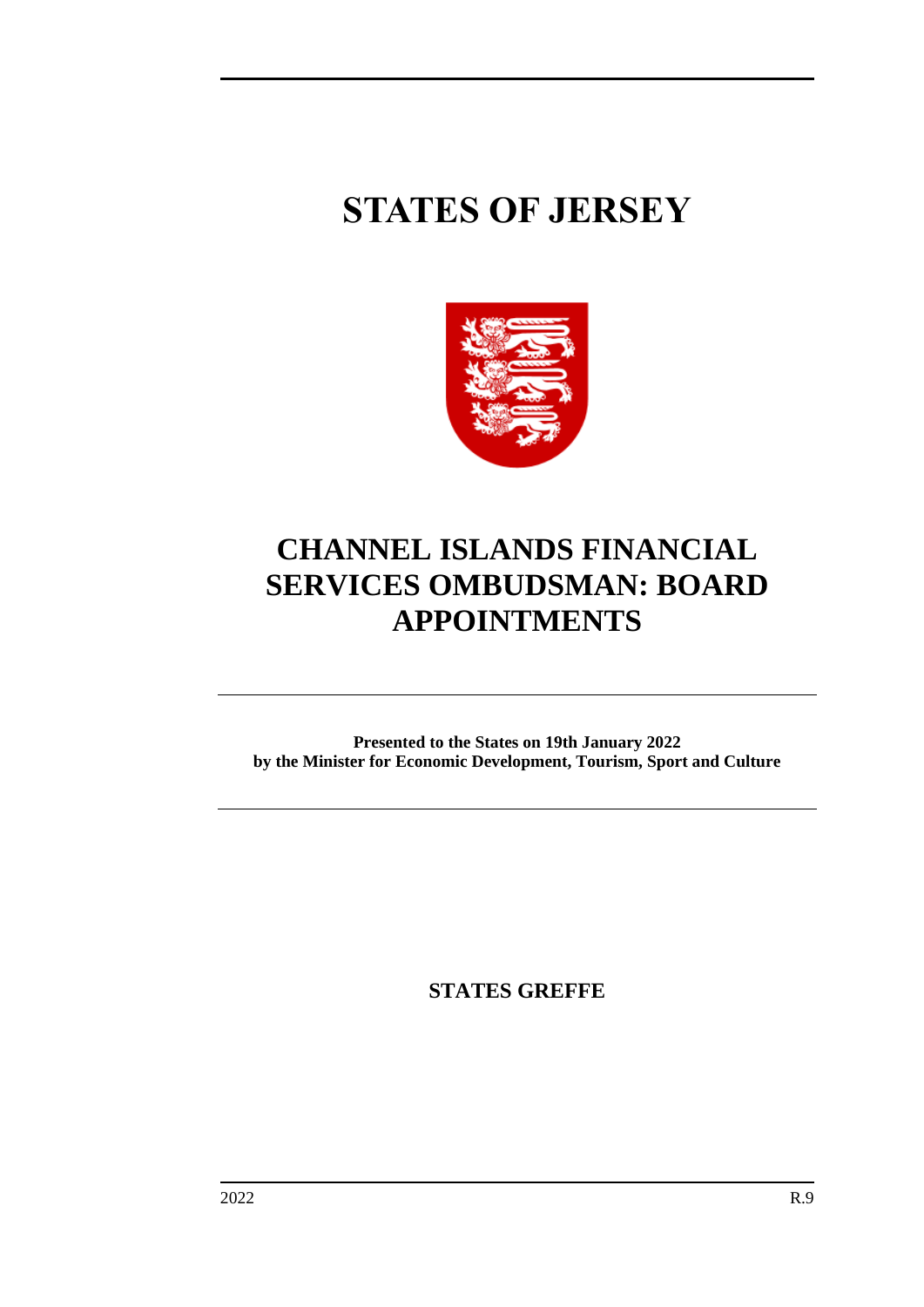# STATES OF JERSEY

# CHANNEL ISLANDS FINANCIAL SERVICES OMBUDSMAN: BOARD APPOINTMENTS

**Presented to the States on 19th January 2022**
**by the Minister for Economic Development, Tourism, Sport and Culture**

**STATES GREFFE**

2022 R.9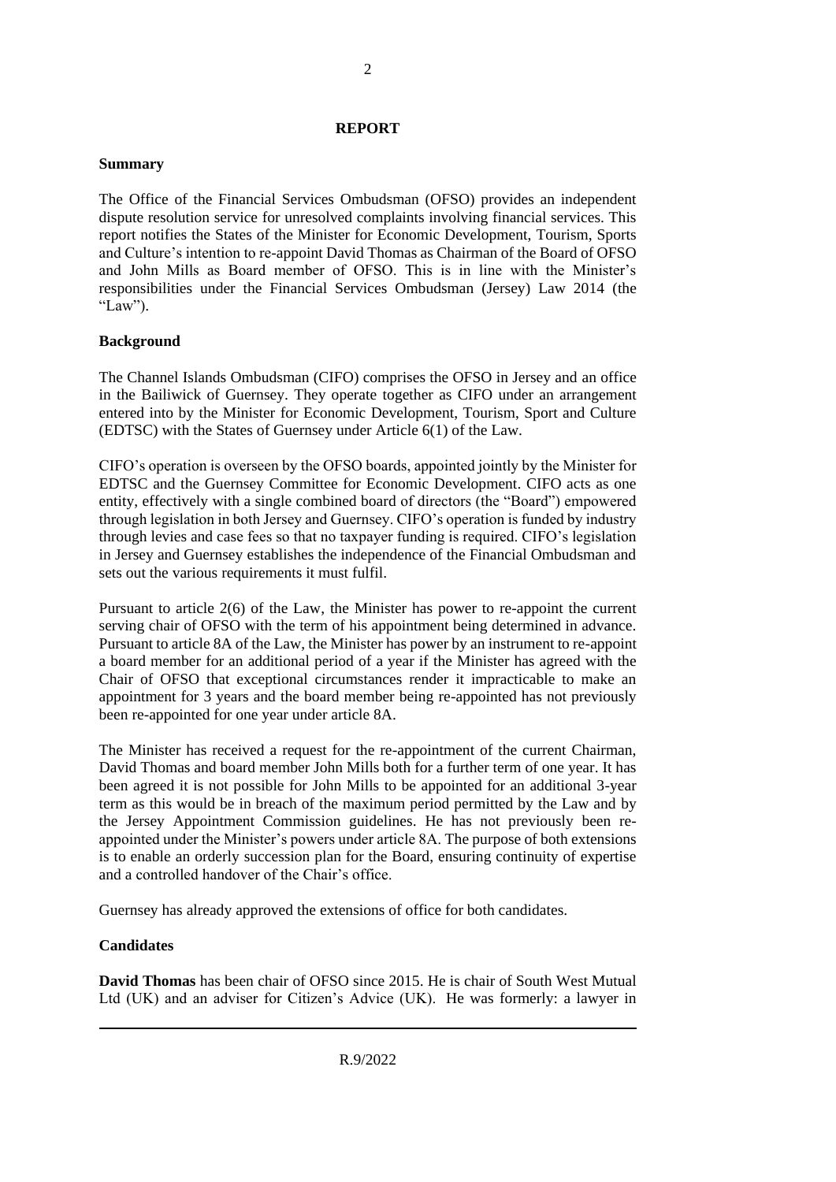# REPORT

## Summary

The Office of the Financial Services Ombudsman (OFSO) provides an independent dispute resolution service for unresolved complaints involving financial services. This report notifies the States of the Minister for Economic Development, Tourism, Sports and Culture's intention to re-appoint David Thomas as Chairman of the Board of OFSO and John Mills as Board member of OFSO. This is in line with the Minister's responsibilities under the Financial Services Ombudsman (Jersey) Law 2014 (the "Law").

## Background

The Channel Islands Ombudsman (CIFO) comprises the OFSO in Jersey and an office in the Bailiwick of Guernsey. They operate together as CIFO under an arrangement entered into by the Minister for Economic Development, Tourism, Sport and Culture (EDTSC) with the States of Guernsey under Article 6(1) of the Law.

CIFO's operation is overseen by the OFSO boards, appointed jointly by the Minister for EDTSC and the Guernsey Committee for Economic Development. CIFO acts as one entity, effectively with a single combined board of directors (the "Board") empowered through legislation in both Jersey and Guernsey. CIFO's operation is funded by industry through levies and case fees so that no taxpayer funding is required. CIFO's legislation in Jersey and Guernsey establishes the independence of the Financial Ombudsman and sets out the various requirements it must fulfil.

Pursuant to article 2(6) of the Law, the Minister has power to re-appoint the current serving chair of OFSO with the term of his appointment being determined in advance. Pursuant to article 8A of the Law, the Minister has power by an instrument to re-appoint a board member for an additional period of a year if the Minister has agreed with the Chair of OFSO that exceptional circumstances render it impracticable to make an appointment for 3 years and the board member being re-appointed has not previously been re-appointed for one year under article 8A.

The Minister has received a request for the re-appointment of the current Chairman, David Thomas and board member John Mills both for a further term of one year. It has been agreed it is not possible for John Mills to be appointed for an additional 3-year term as this would be in breach of the maximum period permitted by the Law and by the Jersey Appointment Commission guidelines. He has not previously been re-appointed under the Minister's powers under article 8A. The purpose of both extensions is to enable an orderly succession plan for the Board, ensuring continuity of expertise and a controlled handover of the Chair's office.

Guernsey has already approved the extensions of office for both candidates.

## Candidates

**David Thomas** has been chair of OFSO since 2015. He is chair of South West Mutual Ltd (UK) and an adviser for Citizen's Advice (UK). He was formerly: a lawyer in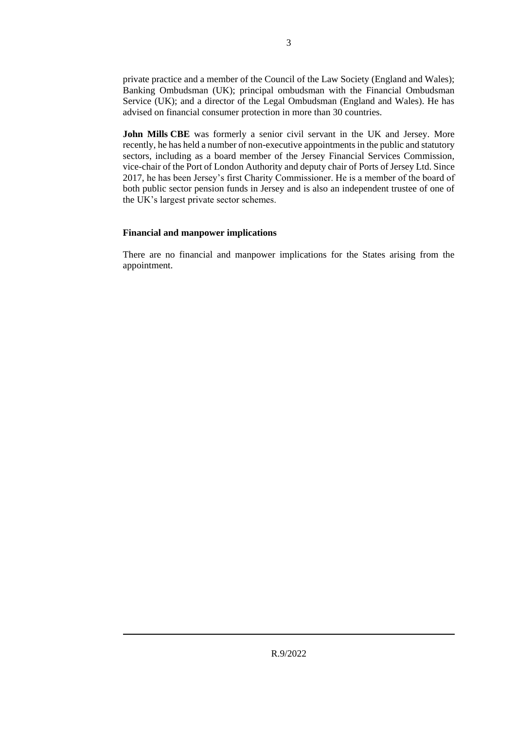private practice and a member of the Council of the Law Society (England and Wales); Banking Ombudsman (UK); principal ombudsman with the Financial Ombudsman Service (UK); and a director of the Legal Ombudsman (England and Wales). He has advised on financial consumer protection in more than 30 countries.

**John Mills CBE** was formerly a senior civil servant in the UK and Jersey. More recently, he has held a number of non-executive appointments in the public and statutory sectors, including as a board member of the Jersey Financial Services Commission, vice-chair of the Port of London Authority and deputy chair of Ports of Jersey Ltd. Since 2017, he has been Jersey's first Charity Commissioner. He is a member of the board of both public sector pension funds in Jersey and is also an independent trustee of one of the UK's largest private sector schemes.

**Financial and manpower implications**

There are no financial and manpower implications for the States arising from the appointment.